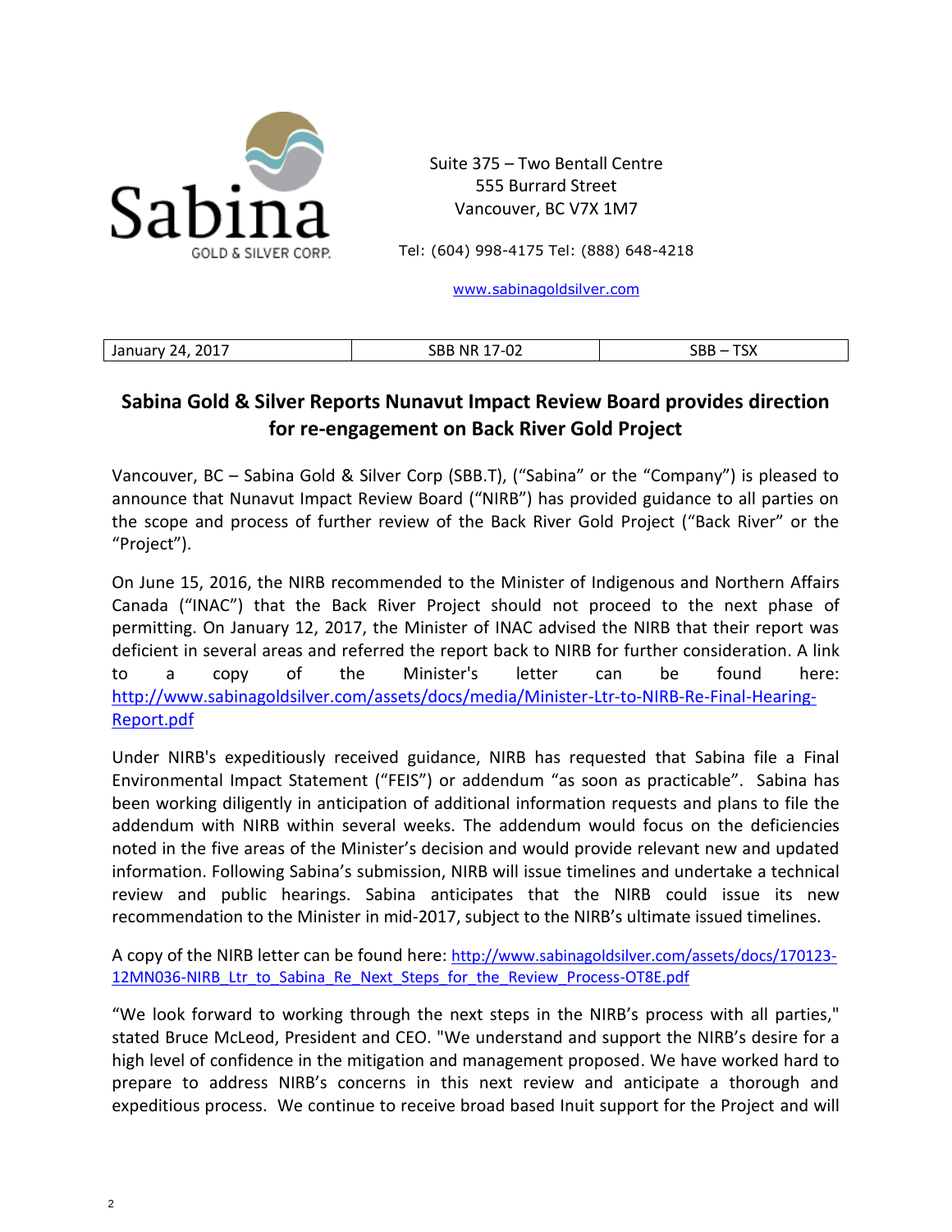Sabina GOLD & SILVER CORP.

Suite 375 – Two Bentall Centre
555 Burrard Street
Vancouver, BC V7X 1M7

Tel: (604) 998-4175 Tel: (888) 648-4218

www.sabinagoldsilver.com

| January 24, 2017 | SBB NR 17-02 | SBB – TSX |
| --- | --- | --- |

## Sabina Gold & Silver Reports Nunavut Impact Review Board provides direction for re-engagement on Back River Gold Project

Vancouver, BC – Sabina Gold & Silver Corp (SBB.T), ("Sabina" or the "Company") is pleased to announce that Nunavut Impact Review Board ("NIRB") has provided guidance to all parties on the scope and process of further review of the Back River Gold Project ("Back River" or the "Project").

On June 15, 2016, the NIRB recommended to the Minister of Indigenous and Northern Affairs Canada ("INAC") that the Back River Project should not proceed to the next phase of permitting. On January 12, 2017, the Minister of INAC advised the NIRB that their report was deficient in several areas and referred the report back to NIRB for further consideration. A link to a copy of the Minister's letter can be found here: http://www.sabinagoldsilver.com/assets/docs/media/Minister-Ltr-to-NIRB-Re-Final-Hearing-Report.pdf

Under NIRB's expeditiously received guidance, NIRB has requested that Sabina file a Final Environmental Impact Statement ("FEIS") or addendum "as soon as practicable". Sabina has been working diligently in anticipation of additional information requests and plans to file the addendum with NIRB within several weeks. The addendum would focus on the deficiencies noted in the five areas of the Minister's decision and would provide relevant new and updated information. Following Sabina's submission, NIRB will issue timelines and undertake a technical review and public hearings. Sabina anticipates that the NIRB could issue its new recommendation to the Minister in mid-2017, subject to the NIRB's ultimate issued timelines.

A copy of the NIRB letter can be found here: http://www.sabinagoldsilver.com/assets/docs/170123-12MN036-NIRB_Ltr_to_Sabina_Re_Next_Steps_for_the_Review_Process-OT8E.pdf

"We look forward to working through the next steps in the NIRB's process with all parties," stated Bruce McLeod, President and CEO. "We understand and support the NIRB's desire for a high level of confidence in the mitigation and management proposed. We have worked hard to prepare to address NIRB's concerns in this next review and anticipate a thorough and expeditious process. We continue to receive broad based Inuit support for the Project and will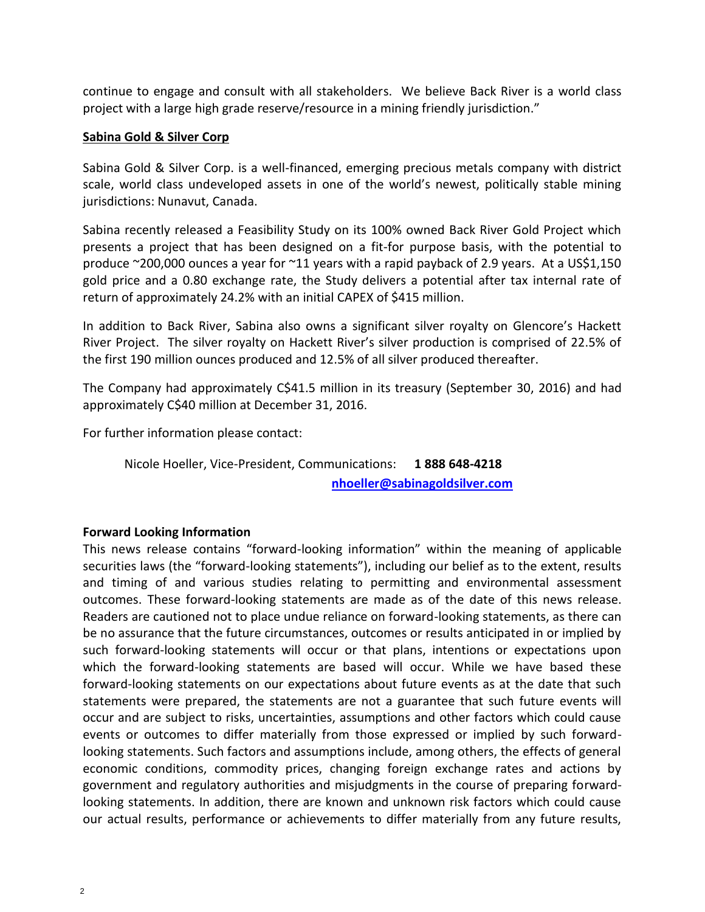continue to engage and consult with all stakeholders. We believe Back River is a world class project with a large high grade reserve/resource in a mining friendly jurisdiction."

## Sabina Gold & Silver Corp

Sabina Gold & Silver Corp. is a well-financed, emerging precious metals company with district scale, world class undeveloped assets in one of the world's newest, politically stable mining jurisdictions: Nunavut, Canada.

Sabina recently released a Feasibility Study on its 100% owned Back River Gold Project which presents a project that has been designed on a fit-for purpose basis, with the potential to produce ~200,000 ounces a year for ~11 years with a rapid payback of 2.9 years. At a US$1,150 gold price and a 0.80 exchange rate, the Study delivers a potential after tax internal rate of return of approximately 24.2% with an initial CAPEX of $415 million.

In addition to Back River, Sabina also owns a significant silver royalty on Glencore's Hackett River Project. The silver royalty on Hackett River's silver production is comprised of 22.5% of the first 190 million ounces produced and 12.5% of all silver produced thereafter.

The Company had approximately C$41.5 million in its treasury (September 30, 2016) and had approximately C$40 million at December 31, 2016.

For further information please contact:

Nicole Hoeller, Vice-President, Communications: **1 888 648-4218**
**nhoeller@sabinagoldsilver.com**

**Forward Looking Information**

This news release contains "forward-looking information" within the meaning of applicable securities laws (the "forward-looking statements"), including our belief as to the extent, results and timing of and various studies relating to permitting and environmental assessment outcomes. These forward-looking statements are made as of the date of this news release. Readers are cautioned not to place undue reliance on forward-looking statements, as there can be no assurance that the future circumstances, outcomes or results anticipated in or implied by such forward-looking statements will occur or that plans, intentions or expectations upon which the forward-looking statements are based will occur. While we have based these forward-looking statements on our expectations about future events as at the date that such statements were prepared, the statements are not a guarantee that such future events will occur and are subject to risks, uncertainties, assumptions and other factors which could cause events or outcomes to differ materially from those expressed or implied by such forward-looking statements. Such factors and assumptions include, among others, the effects of general economic conditions, commodity prices, changing foreign exchange rates and actions by government and regulatory authorities and misjudgments in the course of preparing forward-looking statements. In addition, there are known and unknown risk factors which could cause our actual results, performance or achievements to differ materially from any future results,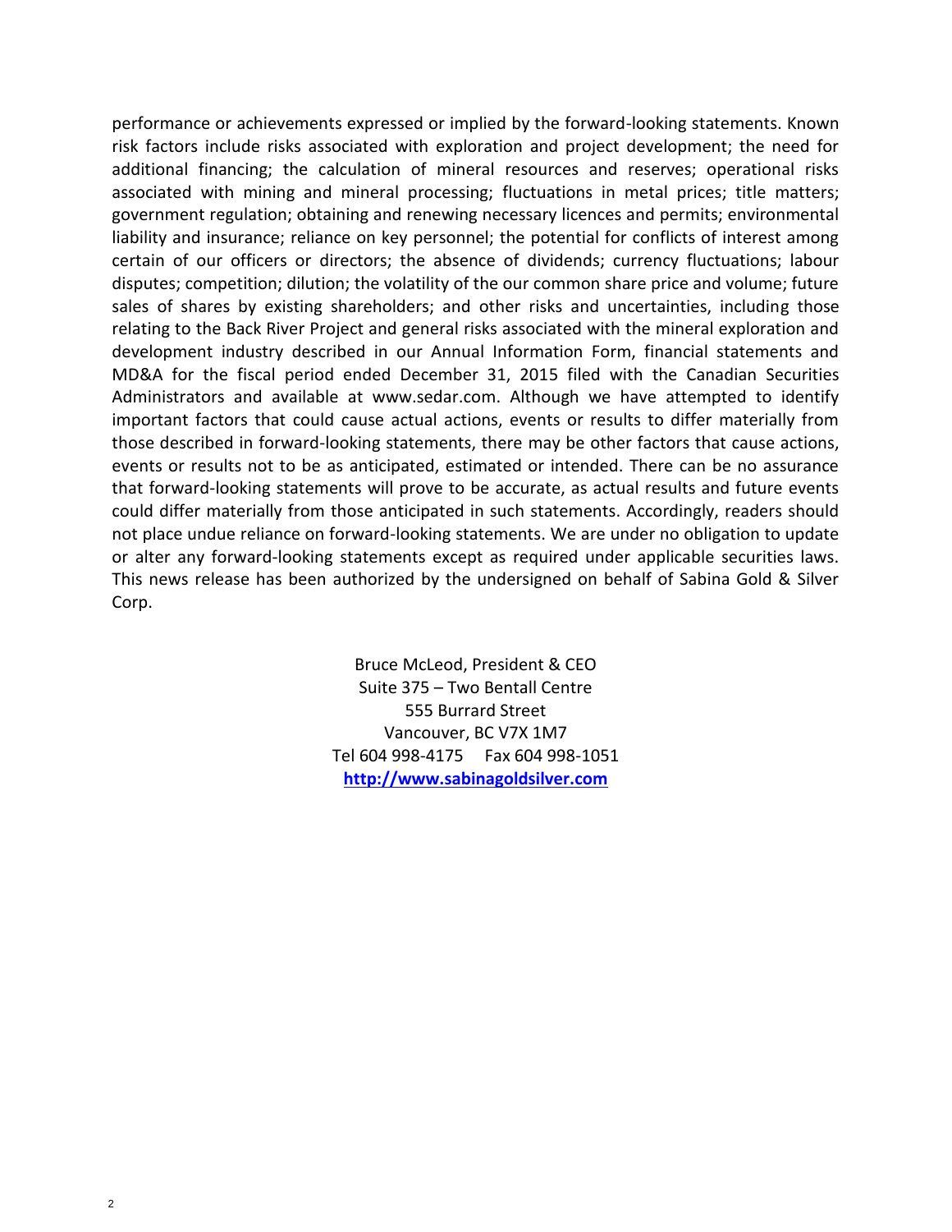performance or achievements expressed or implied by the forward-looking statements. Known risk factors include risks associated with exploration and project development; the need for additional financing; the calculation of mineral resources and reserves; operational risks associated with mining and mineral processing; fluctuations in metal prices; title matters; government regulation; obtaining and renewing necessary licences and permits; environmental liability and insurance; reliance on key personnel; the potential for conflicts of interest among certain of our officers or directors; the absence of dividends; currency fluctuations; labour disputes; competition; dilution; the volatility of the our common share price and volume; future sales of shares by existing shareholders; and other risks and uncertainties, including those relating to the Back River Project and general risks associated with the mineral exploration and development industry described in our Annual Information Form, financial statements and MD&A for the fiscal period ended December 31, 2015 filed with the Canadian Securities Administrators and available at www.sedar.com. Although we have attempted to identify important factors that could cause actual actions, events or results to differ materially from those described in forward-looking statements, there may be other factors that cause actions, events or results not to be as anticipated, estimated or intended. There can be no assurance that forward-looking statements will prove to be accurate, as actual results and future events could differ materially from those anticipated in such statements. Accordingly, readers should not place undue reliance on forward-looking statements. We are under no obligation to update or alter any forward-looking statements except as required under applicable securities laws. This news release has been authorized by the undersigned on behalf of Sabina Gold & Silver Corp.

Bruce McLeod, President & CEO
Suite 375 – Two Bentall Centre
555 Burrard Street
Vancouver, BC V7X 1M7
Tel 604 998-4175 Fax 604 998-1051
**http://www.sabinagoldsilver.com**